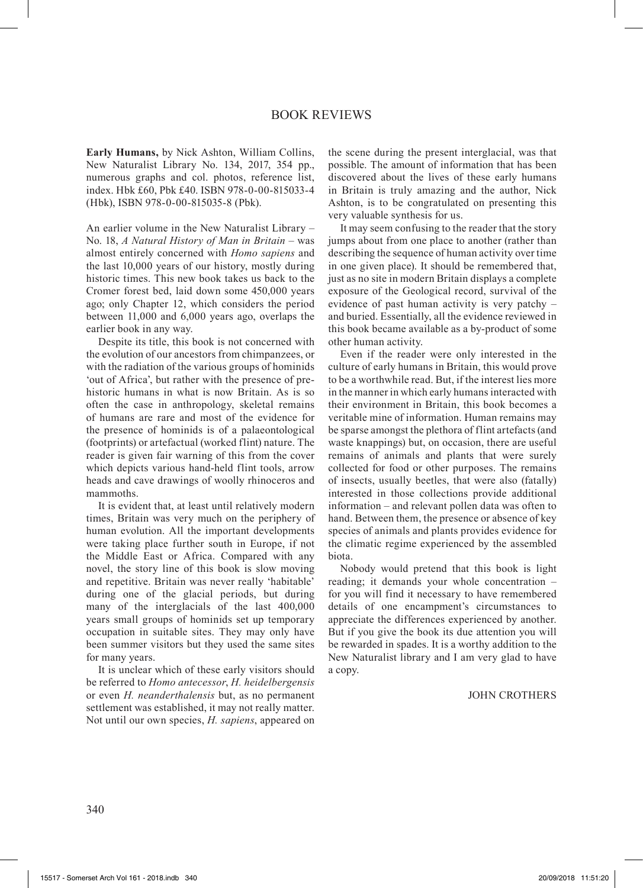# BOOK REVIEWS

**Early Humans,** by Nick Ashton, William Collins, New Naturalist Library No. 134, 2017, 354 pp., numerous graphs and col. photos, reference list, index. Hbk £60, Pbk £40. ISBN 978-0-00-815033-4 (Hbk), ISBN 978-0-00-815035-8 (Pbk).

An earlier volume in the New Naturalist Library – No. 18, *A Natural History of Man in Britain* – was almost entirely concerned with *Homo sapiens* and the last 10,000 years of our history, mostly during historic times. This new book takes us back to the Cromer forest bed, laid down some 450,000 years ago; only Chapter 12, which considers the period between 11,000 and 6,000 years ago, overlaps the earlier book in any way.

Despite its title, this book is not concerned with the evolution of our ancestors from chimpanzees, or with the radiation of the various groups of hominids 'out of Africa', but rather with the presence of prehistoric humans in what is now Britain. As is so often the case in anthropology, skeletal remains of humans are rare and most of the evidence for the presence of hominids is of a palaeontological (footprints) or artefactual (worked flint) nature. The reader is given fair warning of this from the cover which depicts various hand-held flint tools, arrow heads and cave drawings of woolly rhinoceros and mammoths.

It is evident that, at least until relatively modern times, Britain was very much on the periphery of human evolution. All the important developments were taking place further south in Europe, if not the Middle East or Africa. Compared with any novel, the story line of this book is slow moving and repetitive. Britain was never really 'habitable' during one of the glacial periods, but during many of the interglacials of the last 400,000 years small groups of hominids set up temporary occupation in suitable sites. They may only have been summer visitors but they used the same sites for many years.

It is unclear which of these early visitors should be referred to *Homo antecessor*, *H. heidelbergensis* or even *H. neanderthalensis* but, as no permanent settlement was established, it may not really matter. Not until our own species, *H. sapiens*, appeared on the scene during the present interglacial, was that possible. The amount of information that has been discovered about the lives of these early humans in Britain is truly amazing and the author, Nick Ashton, is to be congratulated on presenting this very valuable synthesis for us.

It may seem confusing to the reader that the story jumps about from one place to another (rather than describing the sequence of human activity over time in one given place). It should be remembered that, just as no site in modern Britain displays a complete exposure of the Geological record, survival of the evidence of past human activity is very patchy – and buried. Essentially, all the evidence reviewed in this book became available as a by-product of some other human activity.

Even if the reader were only interested in the culture of early humans in Britain, this would prove to be a worthwhile read. But, if the interest lies more in the manner in which early humans interacted with their environment in Britain, this book becomes a veritable mine of information. Human remains may be sparse amongst the plethora of flint artefacts (and waste knappings) but, on occasion, there are useful remains of animals and plants that were surely collected for food or other purposes. The remains of insects, usually beetles, that were also (fatally) interested in those collections provide additional information – and relevant pollen data was often to hand. Between them, the presence or absence of key species of animals and plants provides evidence for the climatic regime experienced by the assembled biota.

Nobody would pretend that this book is light reading; it demands your whole concentration – for you will find it necessary to have remembered details of one encampment's circumstances to appreciate the differences experienced by another. But if you give the book its due attention you will be rewarded in spades. It is a worthy addition to the New Naturalist library and I am very glad to have a copy.

JOHN CROTHERS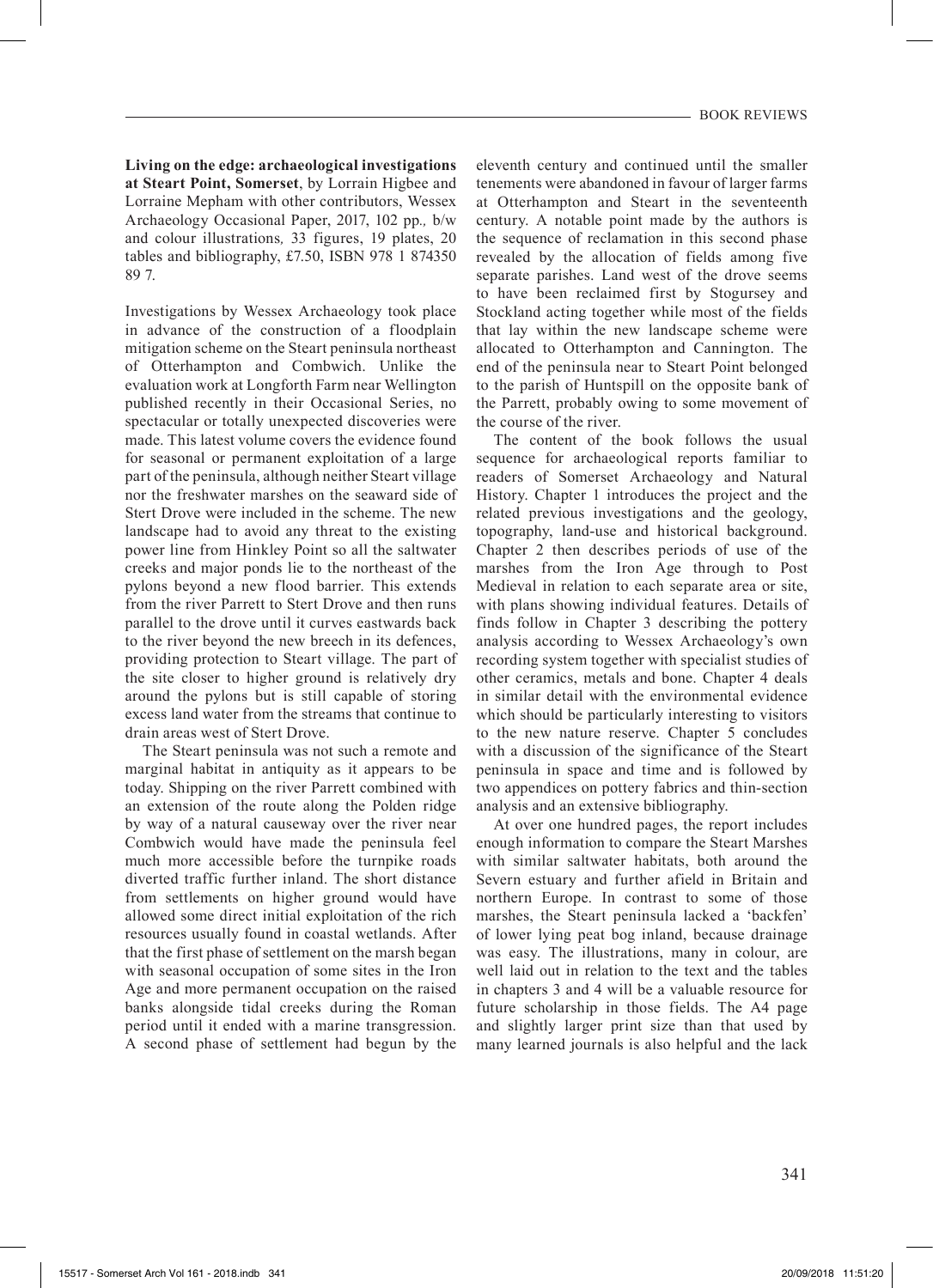**Living on the edge: archaeological investigations at Steart Point, Somerset**, by Lorrain Higbee and Lorraine Mepham with other contributors, Wessex Archaeology Occasional Paper, 2017, 102 pp., b/w and colour illustrations, 33 figures, 19 plates, 20 tables and bibliography, £7.50, ISBN 978 1 874350 89 7.

Investigations by Wessex Archaeology took place in advance of the construction of a floodplain mitigation scheme on the Steart peninsula northeast of Otterhampton and Combwich. Unlike the evaluation work at Longforth Farm near Wellington published recently in their Occasional Series, no spectacular or totally unexpected discoveries were made. This latest volume covers the evidence found for seasonal or permanent exploitation of a large part of the peninsula, although neither Steart village nor the freshwater marshes on the seaward side of Stert Drove were included in the scheme. The new landscape had to avoid any threat to the existing power line from Hinkley Point so all the saltwater creeks and major ponds lie to the northeast of the pylons beyond a new flood barrier. This extends from the river Parrett to Stert Drove and then runs parallel to the drove until it curves eastwards back to the river beyond the new breech in its defences, providing protection to Steart village. The part of the site closer to higher ground is relatively dry around the pylons but is still capable of storing excess land water from the streams that continue to drain areas west of Stert Drove.

The Steart peninsula was not such a remote and marginal habitat in antiquity as it appears to be today. Shipping on the river Parrett combined with an extension of the route along the Polden ridge by way of a natural causeway over the river near Combwich would have made the peninsula feel much more accessible before the turnpike roads diverted traffic further inland. The short distance from settlements on higher ground would have allowed some direct initial exploitation of the rich resources usually found in coastal wetlands. After that the first phase of settlement on the marsh began with seasonal occupation of some sites in the Iron Age and more permanent occupation on the raised banks alongside tidal creeks during the Roman period until it ended with a marine transgression. A second phase of settlement had begun by the eleventh century and continued until the smaller tenements were abandoned in favour of larger farms at Otterhampton and Steart in the seventeenth century. A notable point made by the authors is the sequence of reclamation in this second phase revealed by the allocation of fields among five separate parishes. Land west of the drove seems to have been reclaimed first by Stogursey and Stockland acting together while most of the fields that lay within the new landscape scheme were allocated to Otterhampton and Cannington. The end of the peninsula near to Steart Point belonged to the parish of Huntspill on the opposite bank of the Parrett, probably owing to some movement of the course of the river.

The content of the book follows the usual sequence for archaeological reports familiar to readers of Somerset Archaeology and Natural History. Chapter 1 introduces the project and the related previous investigations and the geology, topography, land-use and historical background. Chapter 2 then describes periods of use of the marshes from the Iron Age through to Post Medieval in relation to each separate area or site, with plans showing individual features. Details of finds follow in Chapter 3 describing the pottery analysis according to Wessex Archaeology's own recording system together with specialist studies of other ceramics, metals and bone. Chapter 4 deals in similar detail with the environmental evidence which should be particularly interesting to visitors to the new nature reserve. Chapter 5 concludes with a discussion of the significance of the Steart peninsula in space and time and is followed by two appendices on pottery fabrics and thin-section analysis and an extensive bibliography.

At over one hundred pages, the report includes enough information to compare the Steart Marshes with similar saltwater habitats, both around the Severn estuary and further afield in Britain and northern Europe. In contrast to some of those marshes, the Steart peninsula lacked a 'backfen' of lower lying peat bog inland, because drainage was easy. The illustrations, many in colour, are well laid out in relation to the text and the tables in chapters 3 and 4 will be a valuable resource for future scholarship in those fields. The A4 page and slightly larger print size than that used by many learned journals is also helpful and the lack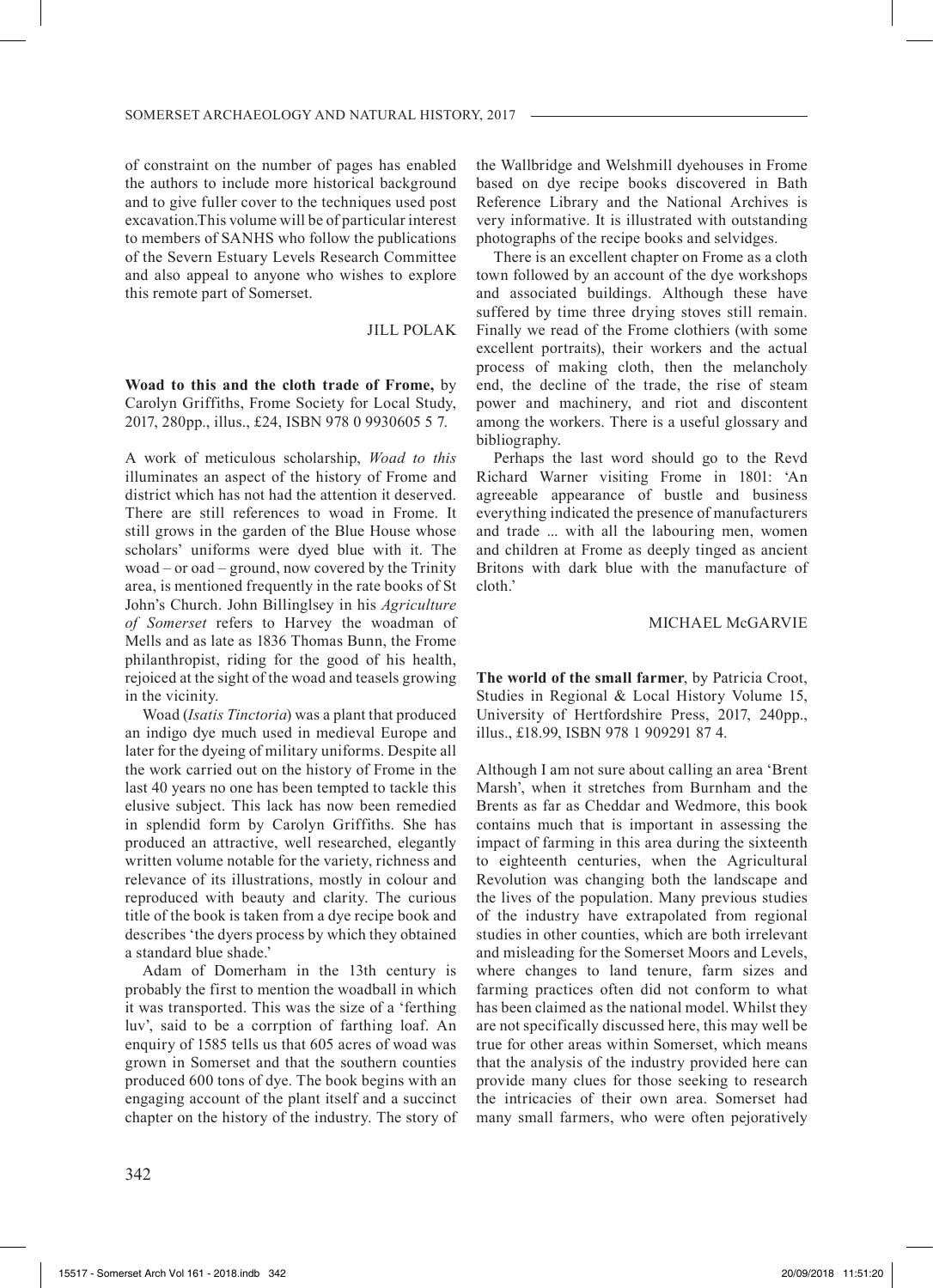of constraint on the number of pages has enabled the authors to include more historical background and to give fuller cover to the techniques used post excavation.This volume will be of particular interest to members of SANHS who follow the publications of the Severn Estuary Levels Research Committee and also appeal to anyone who wishes to explore this remote part of Somerset.

JILL POLAK

**Woad to this and the cloth trade of Frome,** by Carolyn Griffiths, Frome Society for Local Study, 2017, 280pp., illus., £24, ISBN 978 0 9930605 5 7.

A work of meticulous scholarship, *Woad to this* illuminates an aspect of the history of Frome and district which has not had the attention it deserved. There are still references to woad in Frome. It still grows in the garden of the Blue House whose scholars' uniforms were dyed blue with it. The woad – or oad – ground, now covered by the Trinity area, is mentioned frequently in the rate books of St John's Church. John Billinglsey in his *Agriculture of Somerset* refers to Harvey the woadman of Mells and as late as 1836 Thomas Bunn, the Frome philanthropist, riding for the good of his health, rejoiced at the sight of the woad and teasels growing in the vicinity.

Woad (*Isatis Tinctoria*) was a plant that produced an indigo dye much used in medieval Europe and later for the dyeing of military uniforms. Despite all the work carried out on the history of Frome in the last 40 years no one has been tempted to tackle this elusive subject. This lack has now been remedied in splendid form by Carolyn Griffiths. She has produced an attractive, well researched, elegantly written volume notable for the variety, richness and relevance of its illustrations, mostly in colour and reproduced with beauty and clarity. The curious title of the book is taken from a dye recipe book and describes 'the dyers process by which they obtained a standard blue shade.'

Adam of Domerham in the 13th century is probably the first to mention the woadball in which it was transported. This was the size of a 'ferthing luv', said to be a corrption of farthing loaf. An enquiry of 1585 tells us that 605 acres of woad was grown in Somerset and that the southern counties produced 600 tons of dye. The book begins with an engaging account of the plant itself and a succinct chapter on the history of the industry. The story of the Wallbridge and Welshmill dyehouses in Frome based on dye recipe books discovered in Bath Reference Library and the National Archives is very informative. It is illustrated with outstanding photographs of the recipe books and selvidges.

There is an excellent chapter on Frome as a cloth town followed by an account of the dye workshops and associated buildings. Although these have suffered by time three drying stoves still remain. Finally we read of the Frome clothiers (with some excellent portraits), their workers and the actual process of making cloth, then the melancholy end, the decline of the trade, the rise of steam power and machinery, and riot and discontent among the workers. There is a useful glossary and bibliography.

Perhaps the last word should go to the Revd Richard Warner visiting Frome in 1801: 'An agreeable appearance of bustle and business everything indicated the presence of manufacturers and trade ... with all the labouring men, women and children at Frome as deeply tinged as ancient Britons with dark blue with the manufacture of cloth.'

MICHAEL McGARVIE

**The world of the small farmer**, by Patricia Croot, Studies in Regional & Local History Volume 15, University of Hertfordshire Press, 2017, 240pp., illus., £18.99, ISBN 978 1 909291 87 4.

Although I am not sure about calling an area 'Brent Marsh', when it stretches from Burnham and the Brents as far as Cheddar and Wedmore, this book contains much that is important in assessing the impact of farming in this area during the sixteenth to eighteenth centuries, when the Agricultural Revolution was changing both the landscape and the lives of the population. Many previous studies of the industry have extrapolated from regional studies in other counties, which are both irrelevant and misleading for the Somerset Moors and Levels, where changes to land tenure, farm sizes and farming practices often did not conform to what has been claimed as the national model. Whilst they are not specifically discussed here, this may well be true for other areas within Somerset, which means that the analysis of the industry provided here can provide many clues for those seeking to research the intricacies of their own area. Somerset had many small farmers, who were often pejoratively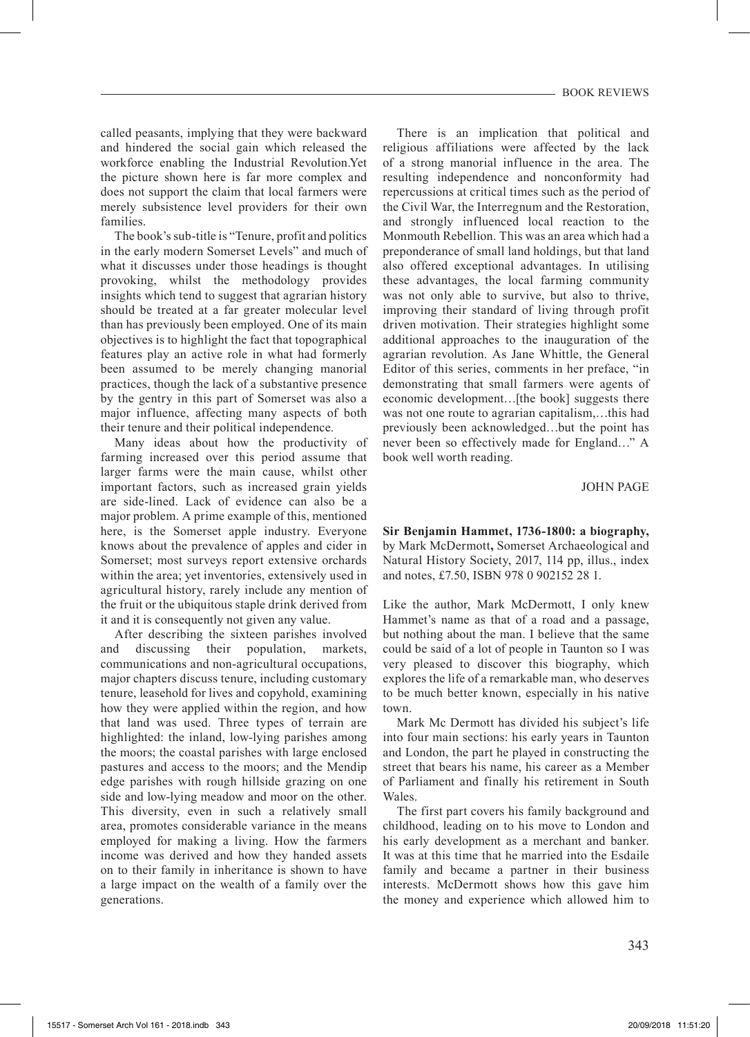called peasants, implying that they were backward and hindered the social gain which released the workforce enabling the Industrial Revolution.Yet the picture shown here is far more complex and does not support the claim that local farmers were merely subsistence level providers for their own families.

The book's sub-title is "Tenure, profit and politics in the early modern Somerset Levels" and much of what it discusses under those headings is thought provoking, whilst the methodology provides insights which tend to suggest that agrarian history should be treated at a far greater molecular level than has previously been employed. One of its main objectives is to highlight the fact that topographical features play an active role in what had formerly been assumed to be merely changing manorial practices, though the lack of a substantive presence by the gentry in this part of Somerset was also a major influence, affecting many aspects of both their tenure and their political independence.

Many ideas about how the productivity of farming increased over this period assume that larger farms were the main cause, whilst other important factors, such as increased grain yields are side-lined. Lack of evidence can also be a major problem. A prime example of this, mentioned here, is the Somerset apple industry. Everyone knows about the prevalence of apples and cider in Somerset; most surveys report extensive orchards within the area; yet inventories, extensively used in agricultural history, rarely include any mention of the fruit or the ubiquitous staple drink derived from it and it is consequently not given any value.

After describing the sixteen parishes involved and discussing their population, markets, communications and non-agricultural occupations, major chapters discuss tenure, including customary tenure, leasehold for lives and copyhold, examining how they were applied within the region, and how that land was used. Three types of terrain are highlighted: the inland, low-lying parishes among the moors; the coastal parishes with large enclosed pastures and access to the moors; and the Mendip edge parishes with rough hillside grazing on one side and low-lying meadow and moor on the other. This diversity, even in such a relatively small area, promotes considerable variance in the means employed for making a living. How the farmers income was derived and how they handed assets on to their family in inheritance is shown to have a large impact on the wealth of a family over the generations.

There is an implication that political and religious affiliations were affected by the lack of a strong manorial influence in the area. The resulting independence and nonconformity had repercussions at critical times such as the period of the Civil War, the Interregnum and the Restoration, and strongly influenced local reaction to the Monmouth Rebellion. This was an area which had a preponderance of small land holdings, but that land also offered exceptional advantages. In utilising these advantages, the local farming community was not only able to survive, but also to thrive, improving their standard of living through profit driven motivation. Their strategies highlight some additional approaches to the inauguration of the agrarian revolution. As Jane Whittle, the General Editor of this series, comments in her preface, "in demonstrating that small farmers were agents of economic development…[the book] suggests there was not one route to agrarian capitalism,…this had previously been acknowledged…but the point has never been so effectively made for England…" A book well worth reading.

JOHN PAGE

**Sir Benjamin Hammet, 1736-1800: a biography,** by Mark McDermott**,** Somerset Archaeological and Natural History Society, 2017, 114 pp, illus., index and notes, £7.50, ISBN 978 0 902152 28 1.

Like the author, Mark McDermott, I only knew Hammet's name as that of a road and a passage, but nothing about the man. I believe that the same could be said of a lot of people in Taunton so I was very pleased to discover this biography, which explores the life of a remarkable man, who deserves to be much better known, especially in his native town.

Mark Mc Dermott has divided his subject's life into four main sections: his early years in Taunton and London, the part he played in constructing the street that bears his name, his career as a Member of Parliament and finally his retirement in South Wales.

The first part covers his family background and childhood, leading on to his move to London and his early development as a merchant and banker. It was at this time that he married into the Esdaile family and became a partner in their business interests. McDermott shows how this gave him the money and experience which allowed him to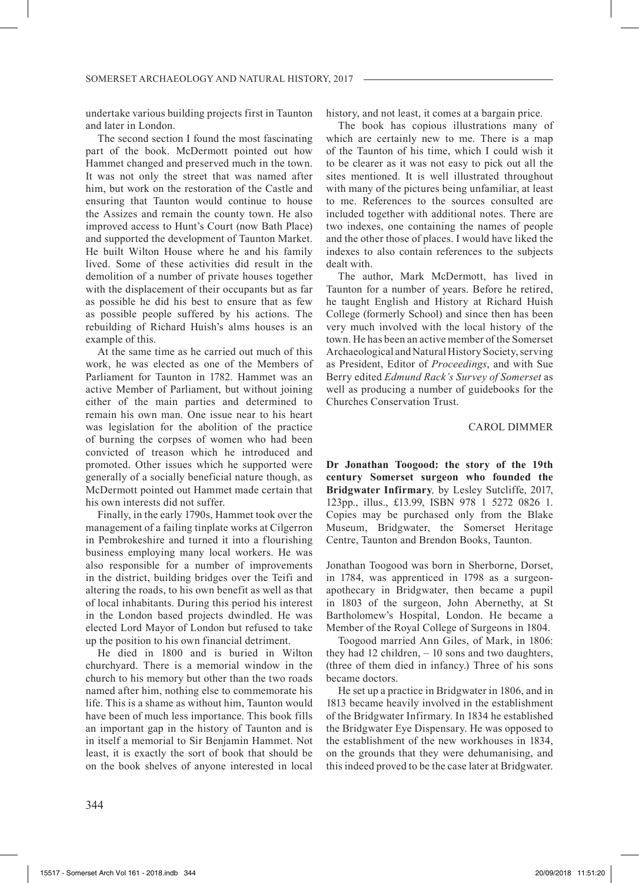undertake various building projects first in Taunton and later in London.

The second section I found the most fascinating part of the book. McDermott pointed out how Hammet changed and preserved much in the town. It was not only the street that was named after him, but work on the restoration of the Castle and ensuring that Taunton would continue to house the Assizes and remain the county town. He also improved access to Hunt's Court (now Bath Place) and supported the development of Taunton Market. He built Wilton House where he and his family lived. Some of these activities did result in the demolition of a number of private houses together with the displacement of their occupants but as far as possible he did his best to ensure that as few as possible people suffered by his actions. The rebuilding of Richard Huish's alms houses is an example of this.

At the same time as he carried out much of this work, he was elected as one of the Members of Parliament for Taunton in 1782. Hammet was an active Member of Parliament, but without joining either of the main parties and determined to remain his own man. One issue near to his heart was legislation for the abolition of the practice of burning the corpses of women who had been convicted of treason which he introduced and promoted. Other issues which he supported were generally of a socially beneficial nature though, as McDermott pointed out Hammet made certain that his own interests did not suffer.

Finally, in the early 1790s, Hammet took over the management of a failing tinplate works at Cilgerron in Pembrokeshire and turned it into a flourishing business employing many local workers. He was also responsible for a number of improvements in the district, building bridges over the Teifi and altering the roads, to his own benefit as well as that of local inhabitants. During this period his interest in the London based projects dwindled. He was elected Lord Mayor of London but refused to take up the position to his own financial detriment.

He died in 1800 and is buried in Wilton churchyard. There is a memorial window in the church to his memory but other than the two roads named after him, nothing else to commemorate his life. This is a shame as without him, Taunton would have been of much less importance. This book fills an important gap in the history of Taunton and is in itself a memorial to Sir Benjamin Hammet. Not least, it is exactly the sort of book that should be on the book shelves of anyone interested in local history, and not least, it comes at a bargain price.

The book has copious illustrations many of which are certainly new to me. There is a map of the Taunton of his time, which I could wish it to be clearer as it was not easy to pick out all the sites mentioned. It is well illustrated throughout with many of the pictures being unfamiliar, at least to me. References to the sources consulted are included together with additional notes. There are two indexes, one containing the names of people and the other those of places. I would have liked the indexes to also contain references to the subjects dealt with.

The author, Mark McDermott, has lived in Taunton for a number of years. Before he retired, he taught English and History at Richard Huish College (formerly School) and since then has been very much involved with the local history of the town. He has been an active member of the Somerset Archaeological and Natural History Society, serving as President, Editor of *Proceedings*, and with Sue Berry edited *Edmund Rack's Survey of Somerset* as well as producing a number of guidebooks for the Churches Conservation Trust.

CAROL DIMMER

**Dr Jonathan Toogood: the story of the 19th century Somerset surgeon who founded the Bridgwater Infirmary**, by Lesley Sutcliffe, 2017, 123pp., illus., £13.99, ISBN 978 1 5272 0826 1. Copies may be purchased only from the Blake Museum, Bridgwater, the Somerset Heritage Centre, Taunton and Brendon Books, Taunton.

Jonathan Toogood was born in Sherborne, Dorset, in 1784, was apprenticed in 1798 as a surgeon-apothecary in Bridgwater, then became a pupil in 1803 of the surgeon, John Abernethy, at St Bartholomew's Hospital, London. He became a Member of the Royal College of Surgeons in 1804.

Toogood married Ann Giles, of Mark, in 1806: they had 12 children, – 10 sons and two daughters, (three of them died in infancy.) Three of his sons became doctors.

He set up a practice in Bridgwater in 1806, and in 1813 became heavily involved in the establishment of the Bridgwater Infirmary. In 1834 he established the Bridgwater Eye Dispensary. He was opposed to the establishment of the new workhouses in 1834, on the grounds that they were dehumanising, and this indeed proved to be the case later at Bridgwater.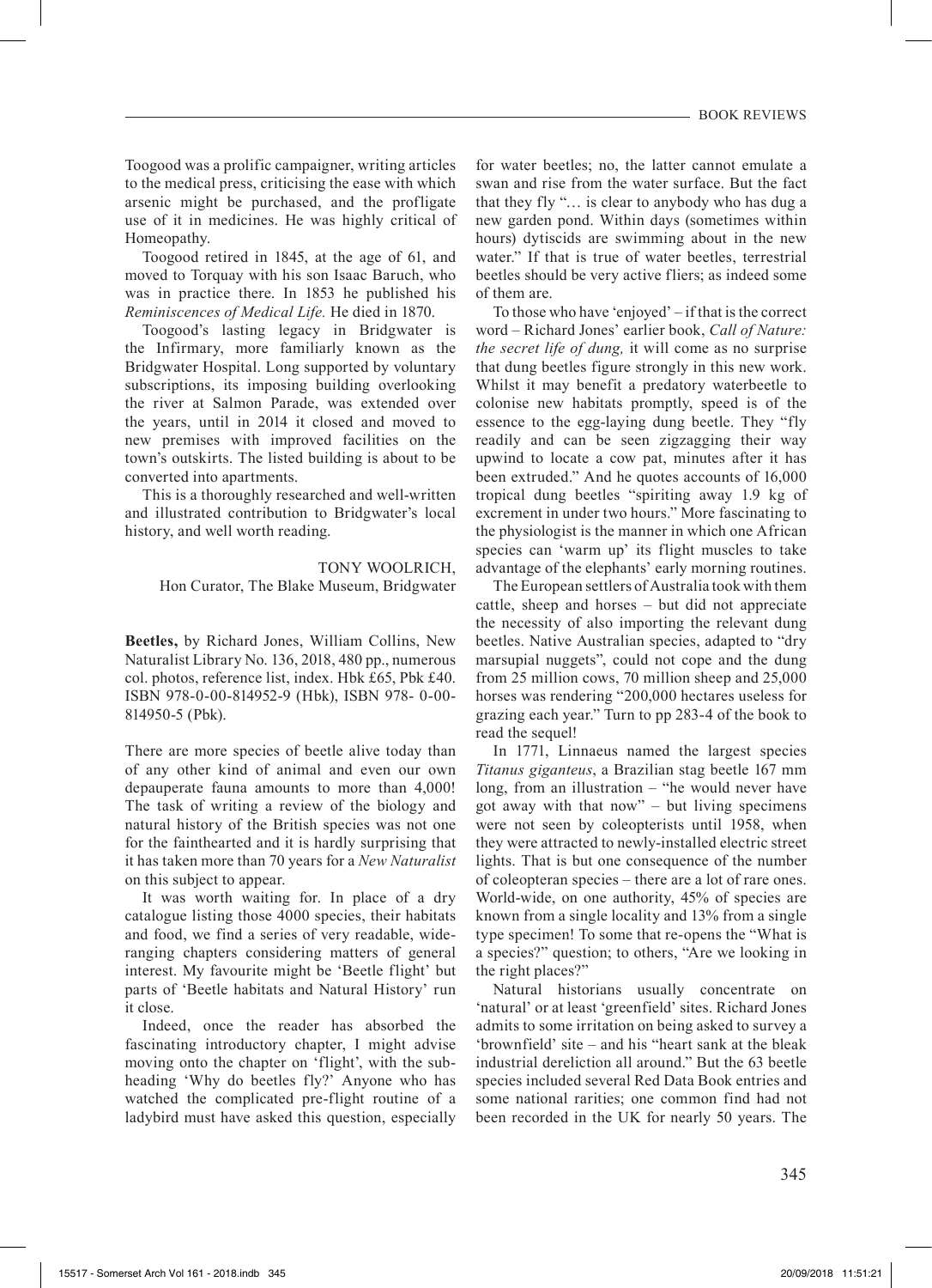Toogood was a prolific campaigner, writing articles to the medical press, criticising the ease with which arsenic might be purchased, and the profligate use of it in medicines. He was highly critical of Homeopathy.

Toogood retired in 1845, at the age of 61, and moved to Torquay with his son Isaac Baruch, who was in practice there. In 1853 he published his *Reminiscences of Medical Life.* He died in 1870.

Toogood's lasting legacy in Bridgwater is the Infirmary, more familiarly known as the Bridgwater Hospital. Long supported by voluntary subscriptions, its imposing building overlooking the river at Salmon Parade, was extended over the years, until in 2014 it closed and moved to new premises with improved facilities on the town's outskirts. The listed building is about to be converted into apartments.

This is a thoroughly researched and well-written and illustrated contribution to Bridgwater's local history, and well worth reading.

TONY WOOLRICH,
Hon Curator, The Blake Museum, Bridgwater

**Beetles,** by Richard Jones, William Collins, New Naturalist Library No. 136, 2018, 480 pp., numerous col. photos, reference list, index. Hbk £65, Pbk £40. ISBN 978-0-00-814952-9 (Hbk), ISBN 978- 0-00-814950-5 (Pbk).

There are more species of beetle alive today than of any other kind of animal and even our own depauperate fauna amounts to more than 4,000! The task of writing a review of the biology and natural history of the British species was not one for the fainthearted and it is hardly surprising that it has taken more than 70 years for a *New Naturalist* on this subject to appear.

It was worth waiting for. In place of a dry catalogue listing those 4000 species, their habitats and food, we find a series of very readable, wide-ranging chapters considering matters of general interest. My favourite might be 'Beetle flight' but parts of 'Beetle habitats and Natural History' run it close.

Indeed, once the reader has absorbed the fascinating introductory chapter, I might advise moving onto the chapter on 'flight', with the sub-heading 'Why do beetles fly?' Anyone who has watched the complicated pre-flight routine of a ladybird must have asked this question, especially for water beetles; no, the latter cannot emulate a swan and rise from the water surface. But the fact that they fly "… is clear to anybody who has dug a new garden pond. Within days (sometimes within hours) dytiscids are swimming about in the new water." If that is true of water beetles, terrestrial beetles should be very active fliers; as indeed some of them are.

To those who have 'enjoyed' – if that is the correct word – Richard Jones' earlier book, *Call of Nature: the secret life of dung,* it will come as no surprise that dung beetles figure strongly in this new work. Whilst it may benefit a predatory waterbeetle to colonise new habitats promptly, speed is of the essence to the egg-laying dung beetle. They "fly readily and can be seen zigzagging their way upwind to locate a cow pat, minutes after it has been extruded." And he quotes accounts of 16,000 tropical dung beetles "spiriting away 1.9 kg of excrement in under two hours." More fascinating to the physiologist is the manner in which one African species can 'warm up' its flight muscles to take advantage of the elephants' early morning routines.

The European settlers of Australia took with them cattle, sheep and horses – but did not appreciate the necessity of also importing the relevant dung beetles. Native Australian species, adapted to "dry marsupial nuggets", could not cope and the dung from 25 million cows, 70 million sheep and 25,000 horses was rendering "200,000 hectares useless for grazing each year." Turn to pp 283-4 of the book to read the sequel!

In 1771, Linnaeus named the largest species *Titanus giganteus*, a Brazilian stag beetle 167 mm long, from an illustration – "he would never have got away with that now" – but living specimens were not seen by coleopterists until 1958, when they were attracted to newly-installed electric street lights. That is but one consequence of the number of coleopteran species – there are a lot of rare ones. World-wide, on one authority, 45% of species are known from a single locality and 13% from a single type specimen! To some that re-opens the "What is a species?" question; to others, "Are we looking in the right places?"

Natural historians usually concentrate on 'natural' or at least 'greenfield' sites. Richard Jones admits to some irritation on being asked to survey a 'brownfield' site – and his "heart sank at the bleak industrial dereliction all around." But the 63 beetle species included several Red Data Book entries and some national rarities; one common find had not been recorded in the UK for nearly 50 years. The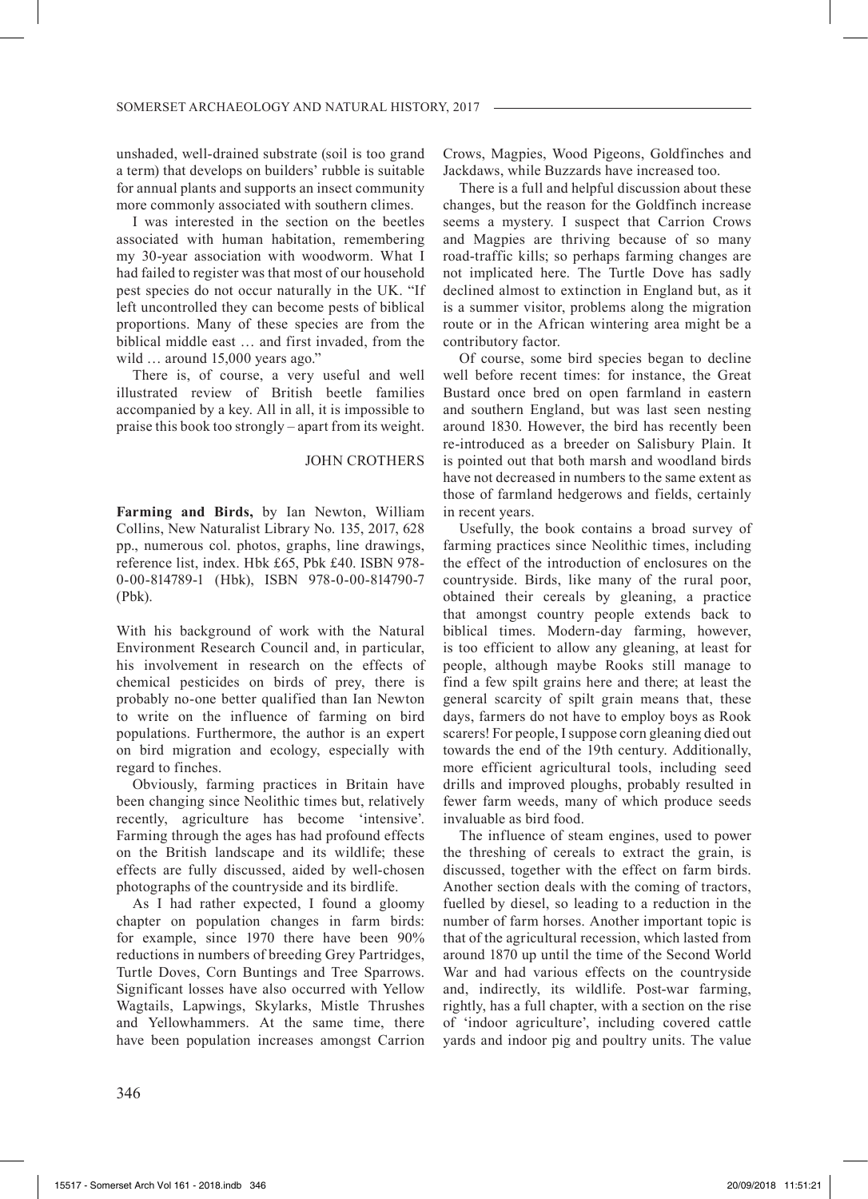unshaded, well-drained substrate (soil is too grand a term) that develops on builders' rubble is suitable for annual plants and supports an insect community more commonly associated with southern climes.

I was interested in the section on the beetles associated with human habitation, remembering my 30-year association with woodworm. What I had failed to register was that most of our household pest species do not occur naturally in the UK. "If left uncontrolled they can become pests of biblical proportions. Many of these species are from the biblical middle east … and first invaded, from the wild … around 15,000 years ago."

There is, of course, a very useful and well illustrated review of British beetle families accompanied by a key. All in all, it is impossible to praise this book too strongly – apart from its weight.

JOHN CROTHERS

**Farming and Birds,** by Ian Newton, William Collins, New Naturalist Library No. 135, 2017, 628 pp., numerous col. photos, graphs, line drawings, reference list, index. Hbk £65, Pbk £40. ISBN 978-0-00-814789-1 (Hbk), ISBN 978-0-00-814790-7 (Pbk).

With his background of work with the Natural Environment Research Council and, in particular, his involvement in research on the effects of chemical pesticides on birds of prey, there is probably no-one better qualified than Ian Newton to write on the influence of farming on bird populations. Furthermore, the author is an expert on bird migration and ecology, especially with regard to finches.

Obviously, farming practices in Britain have been changing since Neolithic times but, relatively recently, agriculture has become 'intensive'. Farming through the ages has had profound effects on the British landscape and its wildlife; these effects are fully discussed, aided by well-chosen photographs of the countryside and its birdlife.

As I had rather expected, I found a gloomy chapter on population changes in farm birds: for example, since 1970 there have been 90% reductions in numbers of breeding Grey Partridges, Turtle Doves, Corn Buntings and Tree Sparrows. Significant losses have also occurred with Yellow Wagtails, Lapwings, Skylarks, Mistle Thrushes and Yellowhammers. At the same time, there have been population increases amongst Carrion Crows, Magpies, Wood Pigeons, Goldfinches and Jackdaws, while Buzzards have increased too.

There is a full and helpful discussion about these changes, but the reason for the Goldfinch increase seems a mystery. I suspect that Carrion Crows and Magpies are thriving because of so many road-traffic kills; so perhaps farming changes are not implicated here. The Turtle Dove has sadly declined almost to extinction in England but, as it is a summer visitor, problems along the migration route or in the African wintering area might be a contributory factor.

Of course, some bird species began to decline well before recent times: for instance, the Great Bustard once bred on open farmland in eastern and southern England, but was last seen nesting around 1830. However, the bird has recently been re-introduced as a breeder on Salisbury Plain. It is pointed out that both marsh and woodland birds have not decreased in numbers to the same extent as those of farmland hedgerows and fields, certainly in recent years.

Usefully, the book contains a broad survey of farming practices since Neolithic times, including the effect of the introduction of enclosures on the countryside. Birds, like many of the rural poor, obtained their cereals by gleaning, a practice that amongst country people extends back to biblical times. Modern-day farming, however, is too efficient to allow any gleaning, at least for people, although maybe Rooks still manage to find a few spilt grains here and there; at least the general scarcity of spilt grain means that, these days, farmers do not have to employ boys as Rook scarers! For people, I suppose corn gleaning died out towards the end of the 19th century. Additionally, more efficient agricultural tools, including seed drills and improved ploughs, probably resulted in fewer farm weeds, many of which produce seeds invaluable as bird food.

The influence of steam engines, used to power the threshing of cereals to extract the grain, is discussed, together with the effect on farm birds. Another section deals with the coming of tractors, fuelled by diesel, so leading to a reduction in the number of farm horses. Another important topic is that of the agricultural recession, which lasted from around 1870 up until the time of the Second World War and had various effects on the countryside and, indirectly, its wildlife. Post-war farming, rightly, has a full chapter, with a section on the rise of 'indoor agriculture', including covered cattle yards and indoor pig and poultry units. The value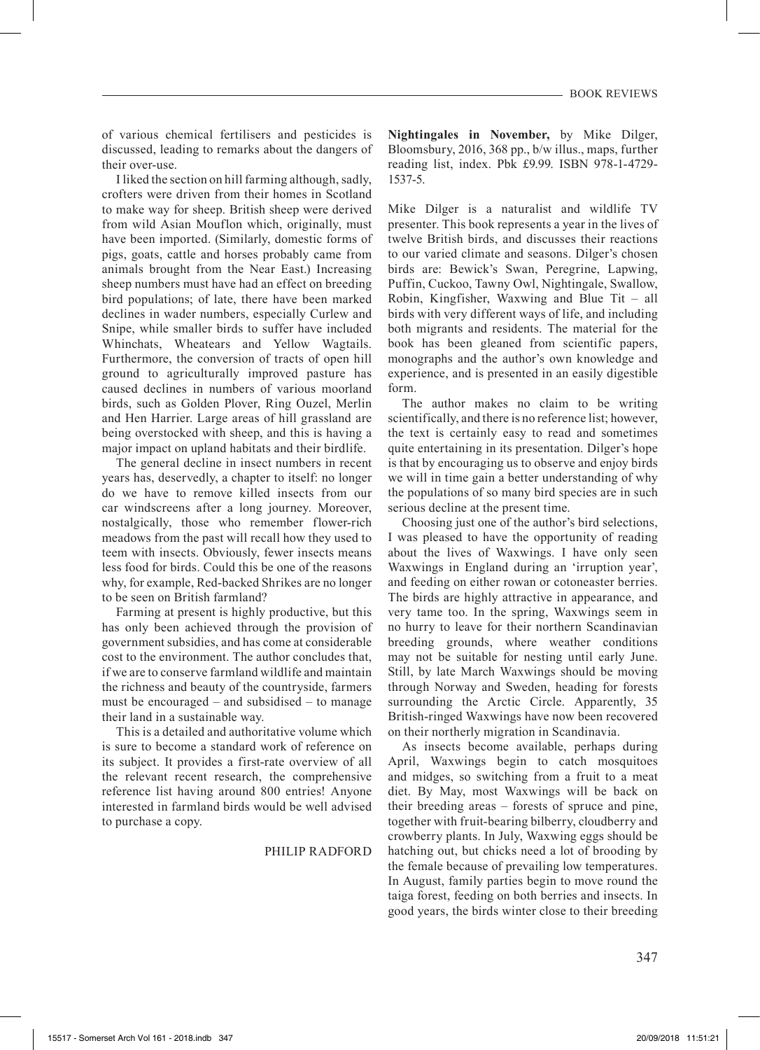of various chemical fertilisers and pesticides is discussed, leading to remarks about the dangers of their over-use.

I liked the section on hill farming although, sadly, crofters were driven from their homes in Scotland to make way for sheep. British sheep were derived from wild Asian Mouflon which, originally, must have been imported. (Similarly, domestic forms of pigs, goats, cattle and horses probably came from animals brought from the Near East.) Increasing sheep numbers must have had an effect on breeding bird populations; of late, there have been marked declines in wader numbers, especially Curlew and Snipe, while smaller birds to suffer have included Whinchats, Wheatears and Yellow Wagtails. Furthermore, the conversion of tracts of open hill ground to agriculturally improved pasture has caused declines in numbers of various moorland birds, such as Golden Plover, Ring Ouzel, Merlin and Hen Harrier. Large areas of hill grassland are being overstocked with sheep, and this is having a major impact on upland habitats and their birdlife.

The general decline in insect numbers in recent years has, deservedly, a chapter to itself: no longer do we have to remove killed insects from our car windscreens after a long journey. Moreover, nostalgically, those who remember flower-rich meadows from the past will recall how they used to teem with insects. Obviously, fewer insects means less food for birds. Could this be one of the reasons why, for example, Red-backed Shrikes are no longer to be seen on British farmland?

Farming at present is highly productive, but this has only been achieved through the provision of government subsidies, and has come at considerable cost to the environment. The author concludes that, if we are to conserve farmland wildlife and maintain the richness and beauty of the countryside, farmers must be encouraged – and subsidised – to manage their land in a sustainable way.

This is a detailed and authoritative volume which is sure to become a standard work of reference on its subject. It provides a first-rate overview of all the relevant recent research, the comprehensive reference list having around 800 entries! Anyone interested in farmland birds would be well advised to purchase a copy.

PHILIP RADFORD

**Nightingales in November,** by Mike Dilger, Bloomsbury, 2016, 368 pp., b/w illus., maps, further reading list, index. Pbk £9.99. ISBN 978-1-4729-1537-5.

Mike Dilger is a naturalist and wildlife TV presenter. This book represents a year in the lives of twelve British birds, and discusses their reactions to our varied climate and seasons. Dilger's chosen birds are: Bewick's Swan, Peregrine, Lapwing, Puffin, Cuckoo, Tawny Owl, Nightingale, Swallow, Robin, Kingfisher, Waxwing and Blue Tit – all birds with very different ways of life, and including both migrants and residents. The material for the book has been gleaned from scientific papers, monographs and the author's own knowledge and experience, and is presented in an easily digestible form.

The author makes no claim to be writing scientifically, and there is no reference list; however, the text is certainly easy to read and sometimes quite entertaining in its presentation. Dilger's hope is that by encouraging us to observe and enjoy birds we will in time gain a better understanding of why the populations of so many bird species are in such serious decline at the present time.

Choosing just one of the author's bird selections, I was pleased to have the opportunity of reading about the lives of Waxwings. I have only seen Waxwings in England during an 'irruption year', and feeding on either rowan or cotoneaster berries. The birds are highly attractive in appearance, and very tame too. In the spring, Waxwings seem in no hurry to leave for their northern Scandinavian breeding grounds, where weather conditions may not be suitable for nesting until early June. Still, by late March Waxwings should be moving through Norway and Sweden, heading for forests surrounding the Arctic Circle. Apparently, 35 British-ringed Waxwings have now been recovered on their northerly migration in Scandinavia.

As insects become available, perhaps during April, Waxwings begin to catch mosquitoes and midges, so switching from a fruit to a meat diet. By May, most Waxwings will be back on their breeding areas – forests of spruce and pine, together with fruit-bearing bilberry, cloudberry and crowberry plants. In July, Waxwing eggs should be hatching out, but chicks need a lot of brooding by the female because of prevailing low temperatures. In August, family parties begin to move round the taiga forest, feeding on both berries and insects. In good years, the birds winter close to their breeding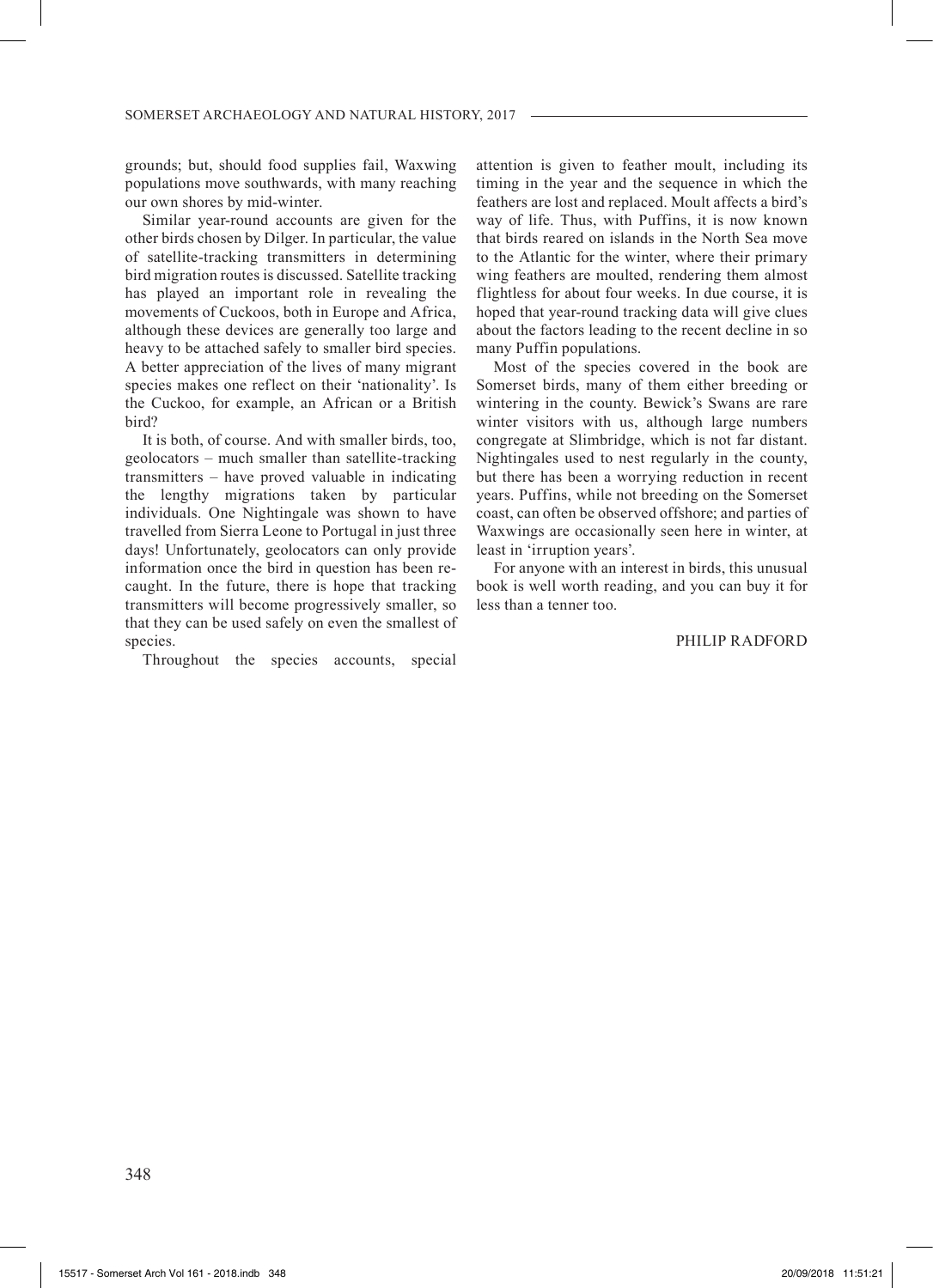grounds; but, should food supplies fail, Waxwing populations move southwards, with many reaching our own shores by mid-winter.

Similar year-round accounts are given for the other birds chosen by Dilger. In particular, the value of satellite-tracking transmitters in determining bird migration routes is discussed. Satellite tracking has played an important role in revealing the movements of Cuckoos, both in Europe and Africa, although these devices are generally too large and heavy to be attached safely to smaller bird species. A better appreciation of the lives of many migrant species makes one reflect on their 'nationality'. Is the Cuckoo, for example, an African or a British bird?

It is both, of course. And with smaller birds, too, geolocators – much smaller than satellite-tracking transmitters – have proved valuable in indicating the lengthy migrations taken by particular individuals. One Nightingale was shown to have travelled from Sierra Leone to Portugal in just three days! Unfortunately, geolocators can only provide information once the bird in question has been re-caught. In the future, there is hope that tracking transmitters will become progressively smaller, so that they can be used safely on even the smallest of species.

Throughout the species accounts, special attention is given to feather moult, including its timing in the year and the sequence in which the feathers are lost and replaced. Moult affects a bird's way of life. Thus, with Puffins, it is now known that birds reared on islands in the North Sea move to the Atlantic for the winter, where their primary wing feathers are moulted, rendering them almost flightless for about four weeks. In due course, it is hoped that year-round tracking data will give clues about the factors leading to the recent decline in so many Puffin populations.

Most of the species covered in the book are Somerset birds, many of them either breeding or wintering in the county. Bewick's Swans are rare winter visitors with us, although large numbers congregate at Slimbridge, which is not far distant. Nightingales used to nest regularly in the county, but there has been a worrying reduction in recent years. Puffins, while not breeding on the Somerset coast, can often be observed offshore; and parties of Waxwings are occasionally seen here in winter, at least in 'irruption years'.

For anyone with an interest in birds, this unusual book is well worth reading, and you can buy it for less than a tenner too.

PHILIP RADFORD